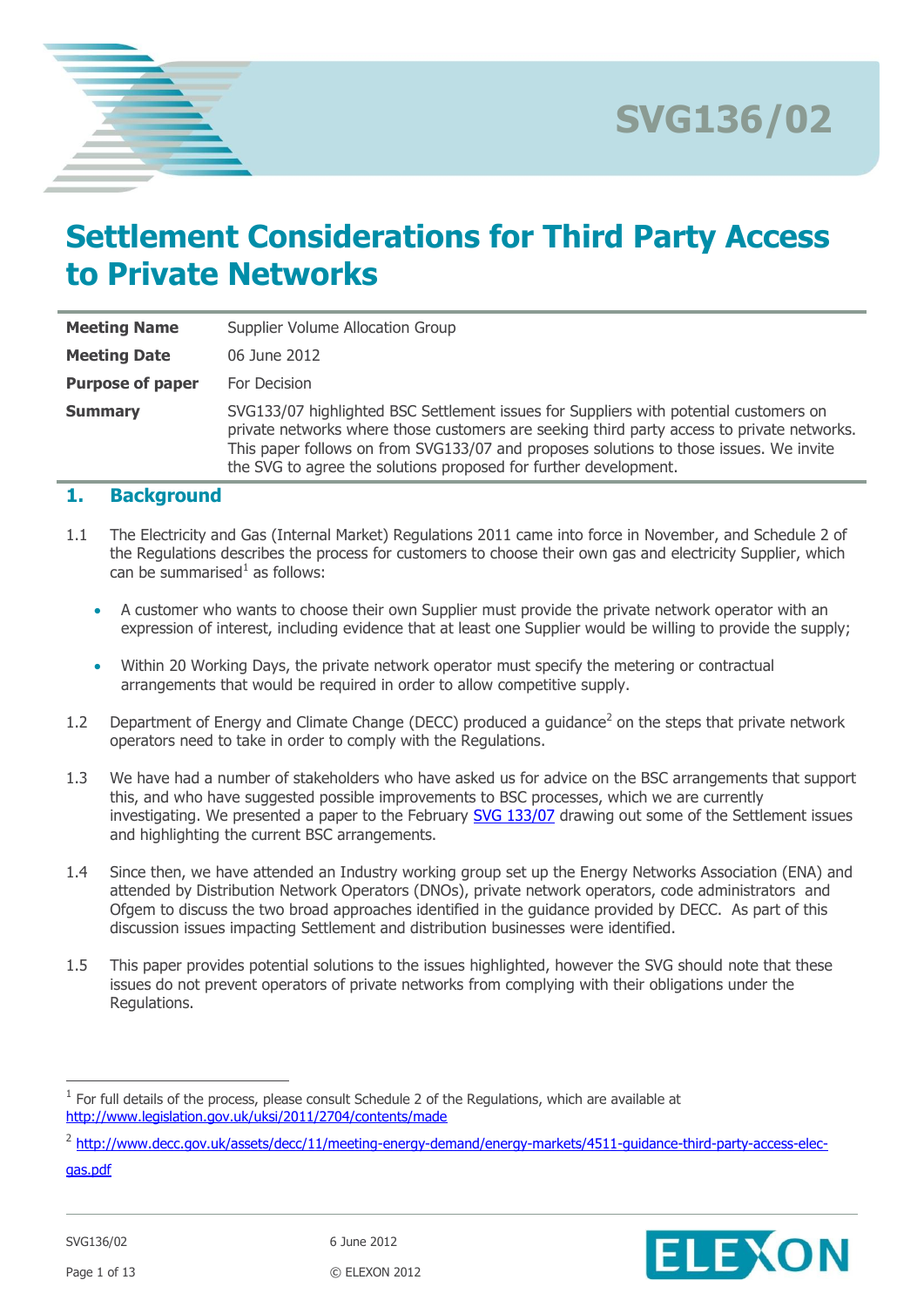SVG136/02

# Settlement Considerations for Third Party Access to Private Networks

| | |
|---|---|
| **Meeting Name** | Supplier Volume Allocation Group |
| **Meeting Date** | 06 June 2012 |
| **Purpose of paper** | For Decision |
| **Summary** | SVG133/07 highlighted BSC Settlement issues for Suppliers with potential customers on private networks where those customers are seeking third party access to private networks. This paper follows on from SVG133/07 and proposes solutions to those issues. We invite the SVG to agree the solutions proposed for further development. |

## 1. Background

1.1 The Electricity and Gas (Internal Market) Regulations 2011 came into force in November, and Schedule 2 of the Regulations describes the process for customers to choose their own gas and electricity Supplier, which can be summarised[1] as follows:

- A customer who wants to choose their own Supplier must provide the private network operator with an expression of interest, including evidence that at least one Supplier would be willing to provide the supply;
- Within 20 Working Days, the private network operator must specify the metering or contractual arrangements that would be required in order to allow competitive supply.

1.2 Department of Energy and Climate Change (DECC) produced a guidance[2] on the steps that private network operators need to take in order to comply with the Regulations.

1.3 We have had a number of stakeholders who have asked us for advice on the BSC arrangements that support this, and who have suggested possible improvements to BSC processes, which we are currently investigating. We presented a paper to the February SVG 133/07 drawing out some of the Settlement issues and highlighting the current BSC arrangements.

1.4 Since then, we have attended an Industry working group set up the Energy Networks Association (ENA) and attended by Distribution Network Operators (DNOs), private network operators, code administrators and Ofgem to discuss the two broad approaches identified in the guidance provided by DECC. As part of this discussion issues impacting Settlement and distribution businesses were identified.

1.5 This paper provides potential solutions to the issues highlighted, however the SVG should note that these issues do not prevent operators of private networks from complying with their obligations under the Regulations.

[1] For full details of the process, please consult Schedule 2 of the Regulations, which are available at http://www.legislation.gov.uk/uksi/2011/2704/contents/made

[2] http://www.decc.gov.uk/assets/decc/11/meeting-energy-demand/energy-markets/4511-guidance-third-party-access-elec-gas.pdf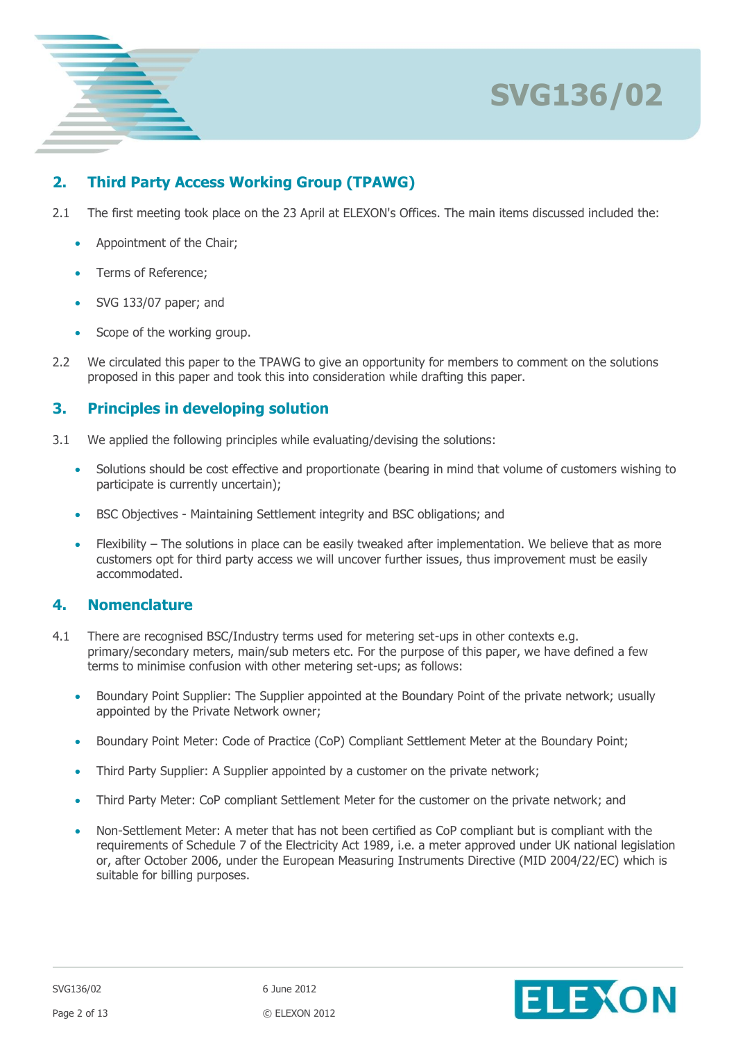## 2. Third Party Access Working Group (TPAWG)

2.1 The first meeting took place on the 23 April at ELEXON's Offices. The main items discussed included the:

- Appointment of the Chair;
- Terms of Reference;
- SVG 133/07 paper; and
- Scope of the working group.

2.2 We circulated this paper to the TPAWG to give an opportunity for members to comment on the solutions proposed in this paper and took this into consideration while drafting this paper.

## 3. Principles in developing solution

3.1 We applied the following principles while evaluating/devising the solutions:

- Solutions should be cost effective and proportionate (bearing in mind that volume of customers wishing to participate is currently uncertain);
- BSC Objectives - Maintaining Settlement integrity and BSC obligations; and
- Flexibility – The solutions in place can be easily tweaked after implementation. We believe that as more customers opt for third party access we will uncover further issues, thus improvement must be easily accommodated.

## 4. Nomenclature

4.1 There are recognised BSC/Industry terms used for metering set-ups in other contexts e.g. primary/secondary meters, main/sub meters etc. For the purpose of this paper, we have defined a few terms to minimise confusion with other metering set-ups; as follows:

- Boundary Point Supplier: The Supplier appointed at the Boundary Point of the private network; usually appointed by the Private Network owner;
- Boundary Point Meter: Code of Practice (CoP) Compliant Settlement Meter at the Boundary Point;
- Third Party Supplier: A Supplier appointed by a customer on the private network;
- Third Party Meter: CoP compliant Settlement Meter for the customer on the private network; and
- Non-Settlement Meter: A meter that has not been certified as CoP compliant but is compliant with the requirements of Schedule 7 of the Electricity Act 1989, i.e. a meter approved under UK national legislation or, after October 2006, under the European Measuring Instruments Directive (MID 2004/22/EC) which is suitable for billing purposes.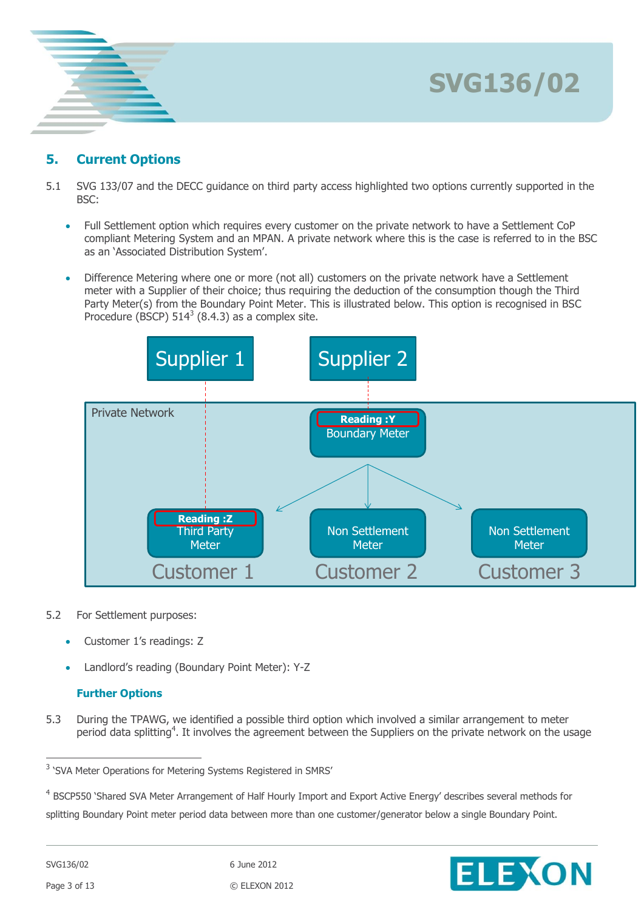## 5. Current Options

5.1 SVG 133/07 and the DECC guidance on third party access highlighted two options currently supported in the BSC:

- Full Settlement option which requires every customer on the private network to have a Settlement CoP compliant Metering System and an MPAN. A private network where this is the case is referred to in the BSC as an 'Associated Distribution System'.
- Difference Metering where one or more (not all) customers on the private network have a Settlement meter with a Supplier of their choice; thus requiring the deduction of the consumption though the Third Party Meter(s) from the Boundary Point Meter. This is illustrated below. This option is recognised in BSC Procedure (BSCP) 514[3] (8.4.3) as a complex site.

Supplier 1

Supplier 2

Private Network

Reading :Y

Boundary Meter

Reading :Z

Third Party Meter

Non Settlement Meter

Non Settlement Meter

Customer 1

Customer 2

Customer 3

5.2 For Settlement purposes:

- Customer 1's readings: Z
- Landlord's reading (Boundary Point Meter): Y-Z

### Further Options

5.3 During the TPAWG, we identified a possible third option which involved a similar arrangement to meter period data splitting[4]. It involves the agreement between the Suppliers on the private network on the usage

[3] 'SVA Meter Operations for Metering Systems Registered in SMRS'

[4] BSCP550 'Shared SVA Meter Arrangement of Half Hourly Import and Export Active Energy' describes several methods for splitting Boundary Point meter period data between more than one customer/generator below a single Boundary Point.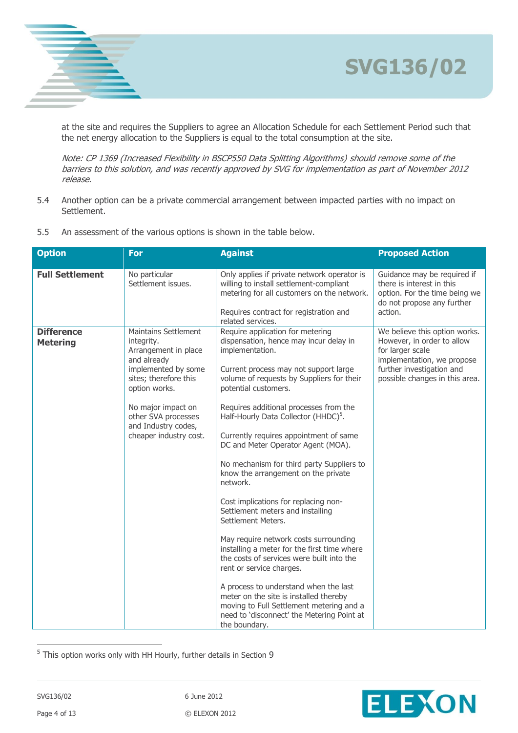at the site and requires the Suppliers to agree an Allocation Schedule for each Settlement Period such that the net energy allocation to the Suppliers is equal to the total consumption at the site.

*Note: CP 1369 (Increased Flexibility in BSCP550 Data Splitting Algorithms) should remove some of the barriers to this solution, and was recently approved by SVG for implementation as part of November 2012 release.*

5.4 Another option can be a private commercial arrangement between impacted parties with no impact on Settlement.

5.5 An assessment of the various options is shown in the table below.

| Option | For | Against | Proposed Action |
|---|---|---|---|
| **Full Settlement** | No particular Settlement issues. | Only applies if private network operator is willing to install settlement-compliant metering for all customers on the network.<br><br>Requires contract for registration and related services. | Guidance may be required if there is interest in this option. For the time being we do not propose any further action. |
| **Difference Metering** | Maintains Settlement integrity.<br>Arrangement in place and already implemented by some sites; therefore this option works.<br><br>No major impact on other SVA processes and Industry codes, cheaper industry cost. | Require application for metering dispensation, hence may incur delay in implementation.<br><br>Current process may not support large volume of requests by Suppliers for their potential customers.<br><br>Requires additional processes from the Half-Hourly Data Collector (HHDC)[5].<br><br>Currently requires appointment of same DC and Meter Operator Agent (MOA).<br><br>No mechanism for third party Suppliers to know the arrangement on the private network.<br><br>Cost implications for replacing non-Settlement meters and installing Settlement Meters.<br><br>May require network costs surrounding installing a meter for the first time where the costs of services were built into the rent or service charges.<br><br>A process to understand when the last meter on the site is installed thereby moving to Full Settlement metering and a need to 'disconnect' the Metering Point at the boundary. | We believe this option works. However, in order to allow for larger scale implementation, we propose further investigation and possible changes in this area. |

[5] This option works only with HH Hourly, further details in Section 9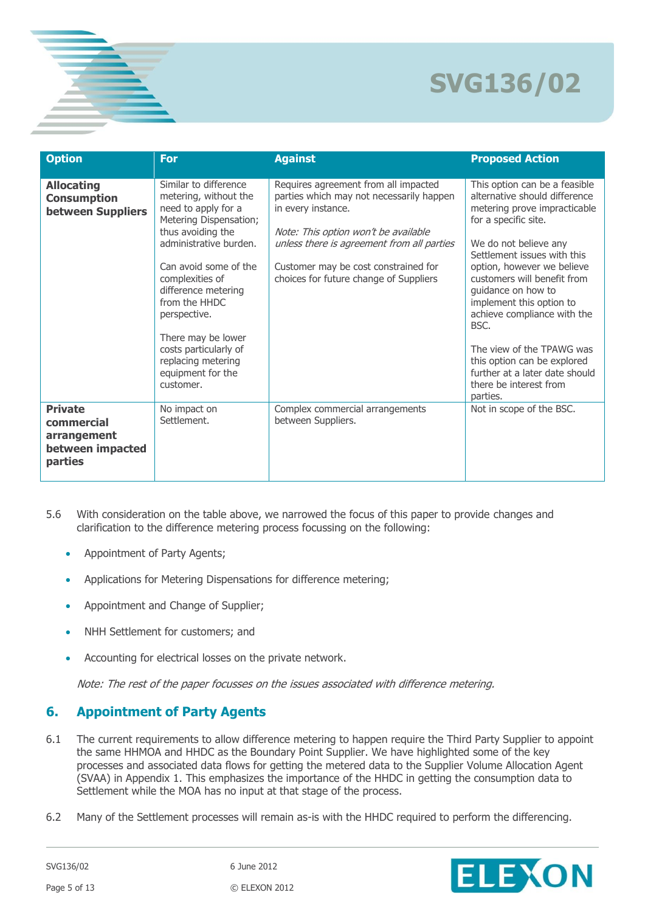| Option | For | Against | Proposed Action |
|---|---|---|---|
| **Allocating Consumption between Suppliers** | Similar to difference metering, without the need to apply for a Metering Dispensation; thus avoiding the administrative burden.<br><br>Can avoid some of the complexities of difference metering from the HHDC perspective.<br><br>There may be lower costs particularly of replacing metering equipment for the customer. | Requires agreement from all impacted parties which may not necessarily happen in every instance.<br><br>*Note: This option won't be available unless there is agreement from all parties*<br><br>Customer may be cost constrained for choices for future change of Suppliers | This option can be a feasible alternative should difference metering prove impracticable for a specific site.<br><br>We do not believe any Settlement issues with this option, however we believe customers will benefit from guidance on how to implement this option to achieve compliance with the BSC.<br><br>The view of the TPAWG was this option can be explored further at a later date should there be interest from parties. |
| **Private commercial arrangement between impacted parties** | No impact on Settlement. | Complex commercial arrangements between Suppliers. | Not in scope of the BSC. |

5.6 With consideration on the table above, we narrowed the focus of this paper to provide changes and clarification to the difference metering process focussing on the following:

- Appointment of Party Agents;
- Applications for Metering Dispensations for difference metering;
- Appointment and Change of Supplier;
- NHH Settlement for customers; and
- Accounting for electrical losses on the private network.

*Note: The rest of the paper focusses on the issues associated with difference metering.*

## 6. Appointment of Party Agents

6.1 The current requirements to allow difference metering to happen require the Third Party Supplier to appoint the same HHMOA and HHDC as the Boundary Point Supplier. We have highlighted some of the key processes and associated data flows for getting the metered data to the Supplier Volume Allocation Agent (SVAA) in Appendix 1. This emphasizes the importance of the HHDC in getting the consumption data to Settlement while the MOA has no input at that stage of the process.

6.2 Many of the Settlement processes will remain as-is with the HHDC required to perform the differencing.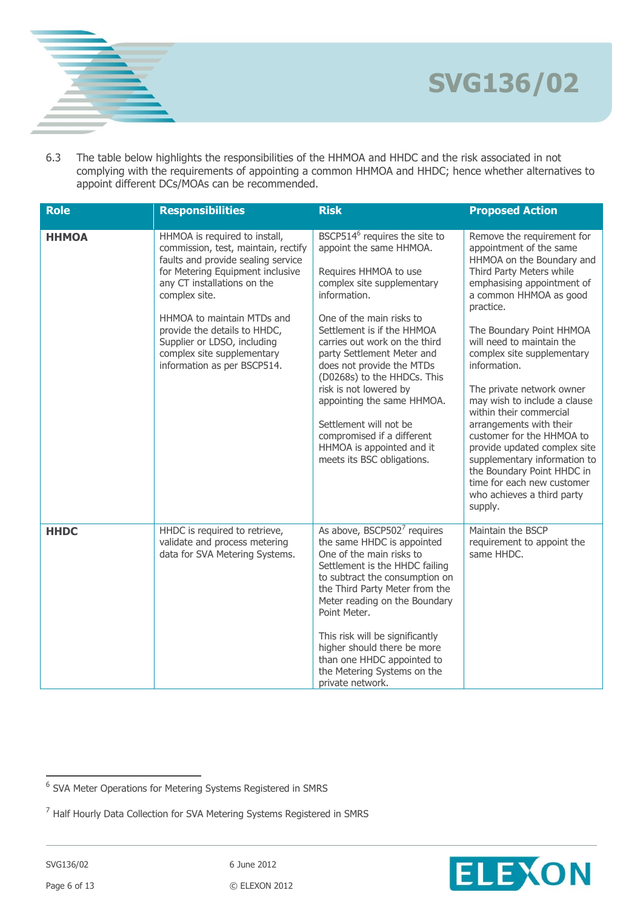6.3 The table below highlights the responsibilities of the HHMOA and HHDC and the risk associated in not complying with the requirements of appointing a common HHMOA and HHDC; hence whether alternatives to appoint different DCs/MOAs can be recommended.

| Role | Responsibilities | Risk | Proposed Action |
|---|---|---|---|
| **HHMOA** | HHMOA is required to install, commission, test, maintain, rectify faults and provide sealing service for Metering Equipment inclusive any CT installations on the complex site.<br><br>HHMOA to maintain MTDs and provide the details to HHDC, Supplier or LDSO, including complex site supplementary information as per BSCP514. | BSCP514[6] requires the site to appoint the same HHMOA.<br><br>Requires HHMOA to use complex site supplementary information.<br><br>One of the main risks to Settlement is if the HHMOA carries out work on the third party Settlement Meter and does not provide the MTDs (D0268s) to the HHDCs. This risk is not lowered by appointing the same HHMOA.<br><br>Settlement will not be compromised if a different HHMOA is appointed and it meets its BSC obligations. | Remove the requirement for appointment of the same HHMOA on the Boundary and Third Party Meters while emphasising appointment of a common HHMOA as good practice.<br><br>The Boundary Point HHMOA will need to maintain the complex site supplementary information.<br><br>The private network owner may wish to include a clause within their commercial arrangements with their customer for the HHMOA to provide updated complex site supplementary information to the Boundary Point HHDC in time for each new customer who achieves a third party supply. |
| **HHDC** | HHDC is required to retrieve, validate and process metering data for SVA Metering Systems. | As above, BSCP502[7] requires the same HHDC is appointed One of the main risks to Settlement is the HHDC failing to subtract the consumption on the Third Party Meter from the Meter reading on the Boundary Point Meter.<br><br>This risk will be significantly higher should there be more than one HHDC appointed to the Metering Systems on the private network. | Maintain the BSCP requirement to appoint the same HHDC. |

[6] SVA Meter Operations for Metering Systems Registered in SMRS

[7] Half Hourly Data Collection for SVA Metering Systems Registered in SMRS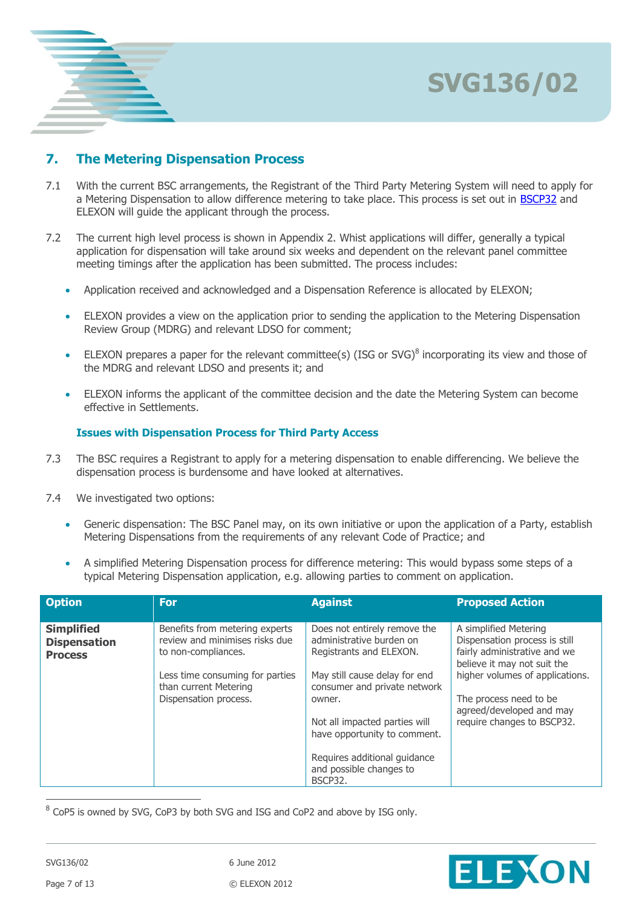## 7. The Metering Dispensation Process

7.1 With the current BSC arrangements, the Registrant of the Third Party Metering System will need to apply for a Metering Dispensation to allow difference metering to take place. This process is set out in BSCP32 and ELEXON will guide the applicant through the process.

7.2 The current high level process is shown in Appendix 2. Whist applications will differ, generally a typical application for dispensation will take around six weeks and dependent on the relevant panel committee meeting timings after the application has been submitted. The process includes:

- Application received and acknowledged and a Dispensation Reference is allocated by ELEXON;
- ELEXON provides a view on the application prior to sending the application to the Metering Dispensation Review Group (MDRG) and relevant LDSO for comment;
- ELEXON prepares a paper for the relevant committee(s) (ISG or SVG)[8] incorporating its view and those of the MDRG and relevant LDSO and presents it; and
- ELEXON informs the applicant of the committee decision and the date the Metering System can become effective in Settlements.

### Issues with Dispensation Process for Third Party Access

7.3 The BSC requires a Registrant to apply for a metering dispensation to enable differencing. We believe the dispensation process is burdensome and have looked at alternatives.

7.4 We investigated two options:

- Generic dispensation: The BSC Panel may, on its own initiative or upon the application of a Party, establish Metering Dispensations from the requirements of any relevant Code of Practice; and
- A simplified Metering Dispensation process for difference metering: This would bypass some steps of a typical Metering Dispensation application, e.g. allowing parties to comment on application.

| Option | For | Against | Proposed Action |
|---|---|---|---|
| **Simplified Dispensation Process** | Benefits from metering experts review and minimises risks due to non-compliances.<br><br>Less time consuming for parties than current Metering Dispensation process. | Does not entirely remove the administrative burden on Registrants and ELEXON.<br><br>May still cause delay for end consumer and private network owner.<br><br>Not all impacted parties will have opportunity to comment.<br><br>Requires additional guidance and possible changes to BSCP32. | A simplified Metering Dispensation process is still fairly administrative and we believe it may not suit the higher volumes of applications.<br><br>The process need to be agreed/developed and may require changes to BSCP32. |

[8] CoP5 is owned by SVG, CoP3 by both SVG and ISG and CoP2 and above by ISG only.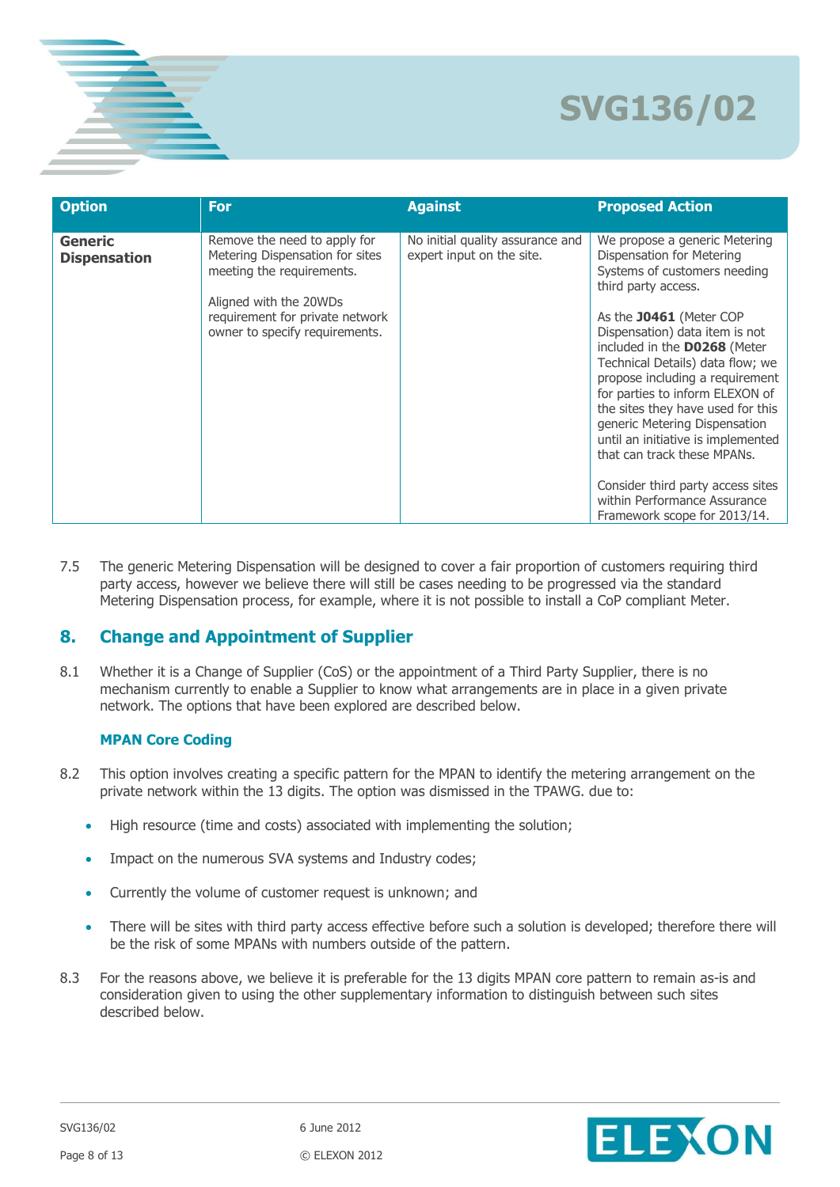| Option | For | Against | Proposed Action |
|---|---|---|---|
| **Generic Dispensation** | Remove the need to apply for Metering Dispensation for sites meeting the requirements.<br><br>Aligned with the 20WDs requirement for private network owner to specify requirements. | No initial quality assurance and expert input on the site. | We propose a generic Metering Dispensation for Metering Systems of customers needing third party access.<br><br>As the **J0461** (Meter COP Dispensation) data item is not included in the **D0268** (Meter Technical Details) data flow; we propose including a requirement for parties to inform ELEXON of the sites they have used for this generic Metering Dispensation until an initiative is implemented that can track these MPANs.<br><br>Consider third party access sites within Performance Assurance Framework scope for 2013/14. |

7.5 The generic Metering Dispensation will be designed to cover a fair proportion of customers requiring third party access, however we believe there will still be cases needing to be progressed via the standard Metering Dispensation process, for example, where it is not possible to install a CoP compliant Meter.

## 8. Change and Appointment of Supplier

8.1 Whether it is a Change of Supplier (CoS) or the appointment of a Third Party Supplier, there is no mechanism currently to enable a Supplier to know what arrangements are in place in a given private network. The options that have been explored are described below.

### MPAN Core Coding

8.2 This option involves creating a specific pattern for the MPAN to identify the metering arrangement on the private network within the 13 digits. The option was dismissed in the TPAWG. due to:

- High resource (time and costs) associated with implementing the solution;
- Impact on the numerous SVA systems and Industry codes;
- Currently the volume of customer request is unknown; and
- There will be sites with third party access effective before such a solution is developed; therefore there will be the risk of some MPANs with numbers outside of the pattern.

8.3 For the reasons above, we believe it is preferable for the 13 digits MPAN core pattern to remain as-is and consideration given to using the other supplementary information to distinguish between such sites described below.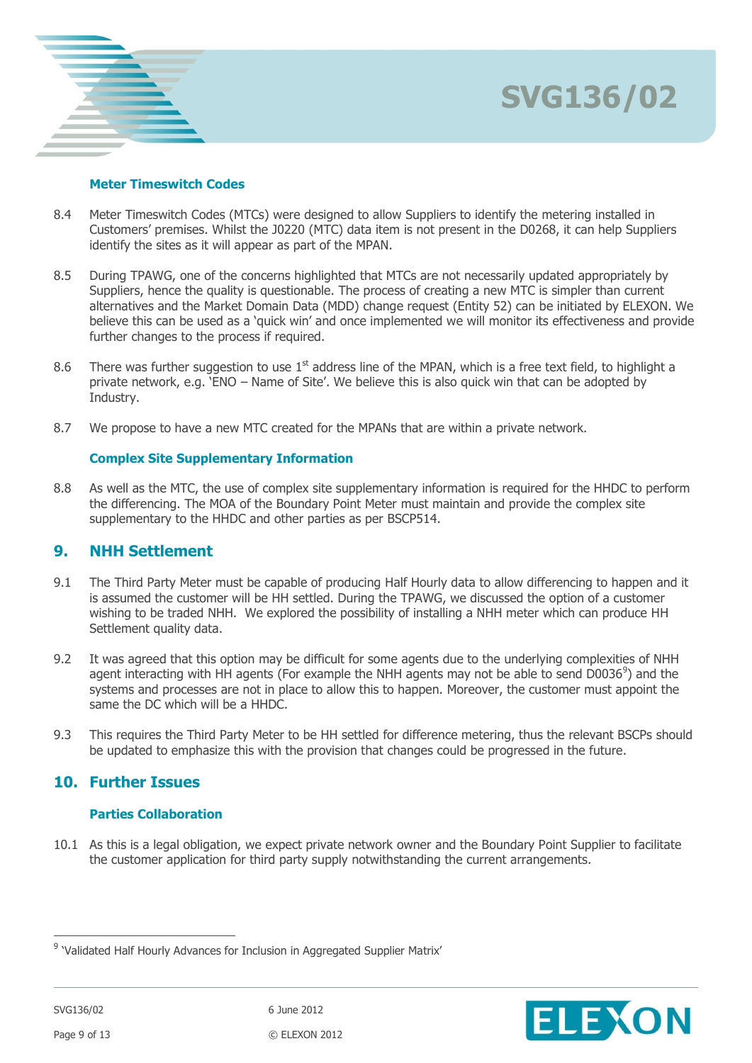### Meter Timeswitch Codes

8.4 Meter Timeswitch Codes (MTCs) were designed to allow Suppliers to identify the metering installed in Customers' premises. Whilst the J0220 (MTC) data item is not present in the D0268, it can help Suppliers identify the sites as it will appear as part of the MPAN.

8.5 During TPAWG, one of the concerns highlighted that MTCs are not necessarily updated appropriately by Suppliers, hence the quality is questionable. The process of creating a new MTC is simpler than current alternatives and the Market Domain Data (MDD) change request (Entity 52) can be initiated by ELEXON. We believe this can be used as a 'quick win' and once implemented we will monitor its effectiveness and provide further changes to the process if required.

8.6 There was further suggestion to use 1st address line of the MPAN, which is a free text field, to highlight a private network, e.g. 'ENO – Name of Site'. We believe this is also quick win that can be adopted by Industry.

8.7 We propose to have a new MTC created for the MPANs that are within a private network.

### Complex Site Supplementary Information

8.8 As well as the MTC, the use of complex site supplementary information is required for the HHDC to perform the differencing. The MOA of the Boundary Point Meter must maintain and provide the complex site supplementary to the HHDC and other parties as per BSCP514.

## 9. NHH Settlement

9.1 The Third Party Meter must be capable of producing Half Hourly data to allow differencing to happen and it is assumed the customer will be HH settled. During the TPAWG, we discussed the option of a customer wishing to be traded NHH. We explored the possibility of installing a NHH meter which can produce HH Settlement quality data.

9.2 It was agreed that this option may be difficult for some agents due to the underlying complexities of NHH agent interacting with HH agents (For example the NHH agents may not be able to send D0036[9]) and the systems and processes are not in place to allow this to happen. Moreover, the customer must appoint the same the DC which will be a HHDC.

9.3 This requires the Third Party Meter to be HH settled for difference metering, thus the relevant BSCPs should be updated to emphasize this with the provision that changes could be progressed in the future.

## 10. Further Issues

### Parties Collaboration

10.1 As this is a legal obligation, we expect private network owner and the Boundary Point Supplier to facilitate the customer application for third party supply notwithstanding the current arrangements.

[9] 'Validated Half Hourly Advances for Inclusion in Aggregated Supplier Matrix'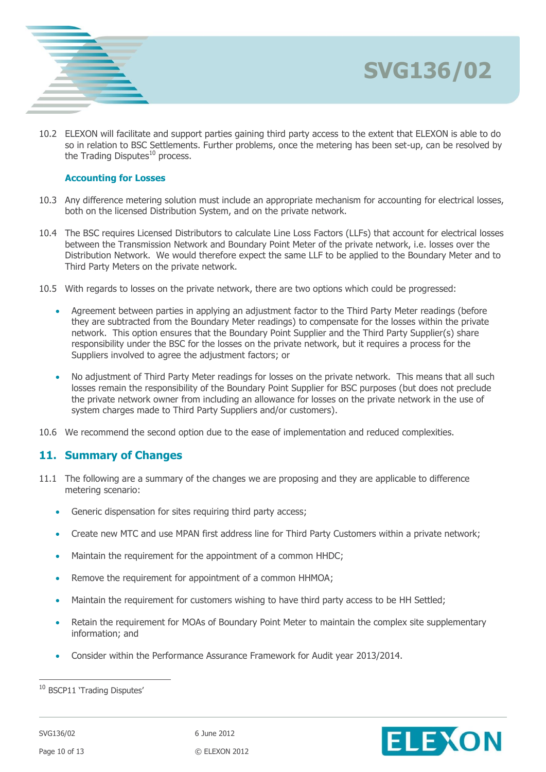10.2 ELEXON will facilitate and support parties gaining third party access to the extent that ELEXON is able to do so in relation to BSC Settlements. Further problems, once the metering has been set-up, can be resolved by the Trading Disputes[10] process.

### Accounting for Losses

10.3 Any difference metering solution must include an appropriate mechanism for accounting for electrical losses, both on the licensed Distribution System, and on the private network.

10.4 The BSC requires Licensed Distributors to calculate Line Loss Factors (LLFs) that account for electrical losses between the Transmission Network and Boundary Point Meter of the private network, i.e. losses over the Distribution Network. We would therefore expect the same LLF to be applied to the Boundary Meter and to Third Party Meters on the private network.

10.5 With regards to losses on the private network, there are two options which could be progressed:

- Agreement between parties in applying an adjustment factor to the Third Party Meter readings (before they are subtracted from the Boundary Meter readings) to compensate for the losses within the private network. This option ensures that the Boundary Point Supplier and the Third Party Supplier(s) share responsibility under the BSC for the losses on the private network, but it requires a process for the Suppliers involved to agree the adjustment factors; or

- No adjustment of Third Party Meter readings for losses on the private network. This means that all such losses remain the responsibility of the Boundary Point Supplier for BSC purposes (but does not preclude the private network owner from including an allowance for losses on the private network in the use of system charges made to Third Party Suppliers and/or customers).

10.6 We recommend the second option due to the ease of implementation and reduced complexities.

## 11. Summary of Changes

11.1 The following are a summary of the changes we are proposing and they are applicable to difference metering scenario:

- Generic dispensation for sites requiring third party access;

- Create new MTC and use MPAN first address line for Third Party Customers within a private network;

- Maintain the requirement for the appointment of a common HHDC;

- Remove the requirement for appointment of a common HHMOA;

- Maintain the requirement for customers wishing to have third party access to be HH Settled;

- Retain the requirement for MOAs of Boundary Point Meter to maintain the complex site supplementary information; and

- Consider within the Performance Assurance Framework for Audit year 2013/2014.

[10] BSCP11 'Trading Disputes'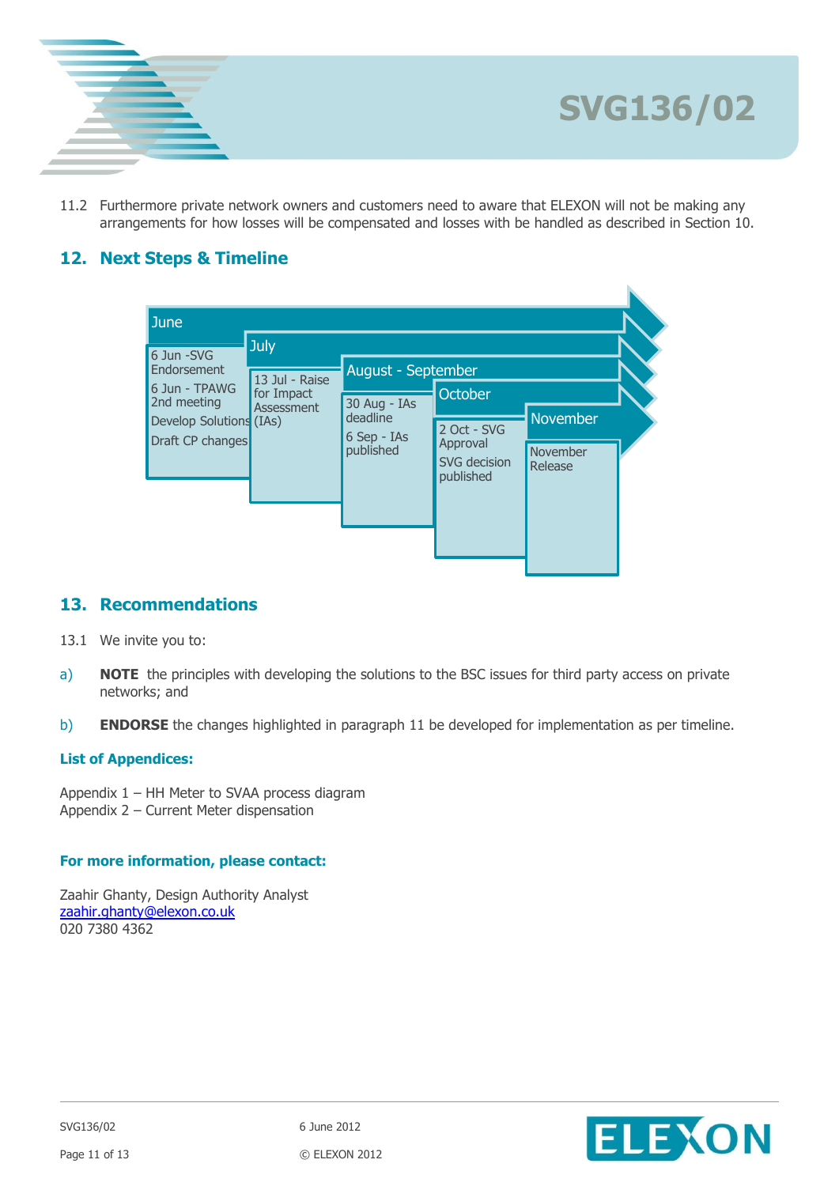11.2 Furthermore private network owners and customers need to aware that ELEXON will not be making any arrangements for how losses will be compensated and losses with be handled as described in Section 10.

## 12. Next Steps & Timeline

June
6 Jun -SVG Endorsement
6 Jun - TPAWG 2nd meeting
Develop Solutions
Draft CP changes

July
13 Jul - Raise for Impact Assessment (IAs)

August - September
30 Aug - IAs deadline
6 Sep - IAs published

October
2 Oct - SVG Approval
SVG decision published

November
November Release

## 13. Recommendations

13.1 We invite you to:

a) **NOTE** the principles with developing the solutions to the BSC issues for third party access on private networks; and

b) **ENDORSE** the changes highlighted in paragraph 11 be developed for implementation as per timeline.

**List of Appendices:**

Appendix 1 – HH Meter to SVAA process diagram
Appendix 2 – Current Meter dispensation

**For more information, please contact:**

Zaahir Ghanty, Design Authority Analyst
zaahir.ghanty@elexon.co.uk
020 7380 4362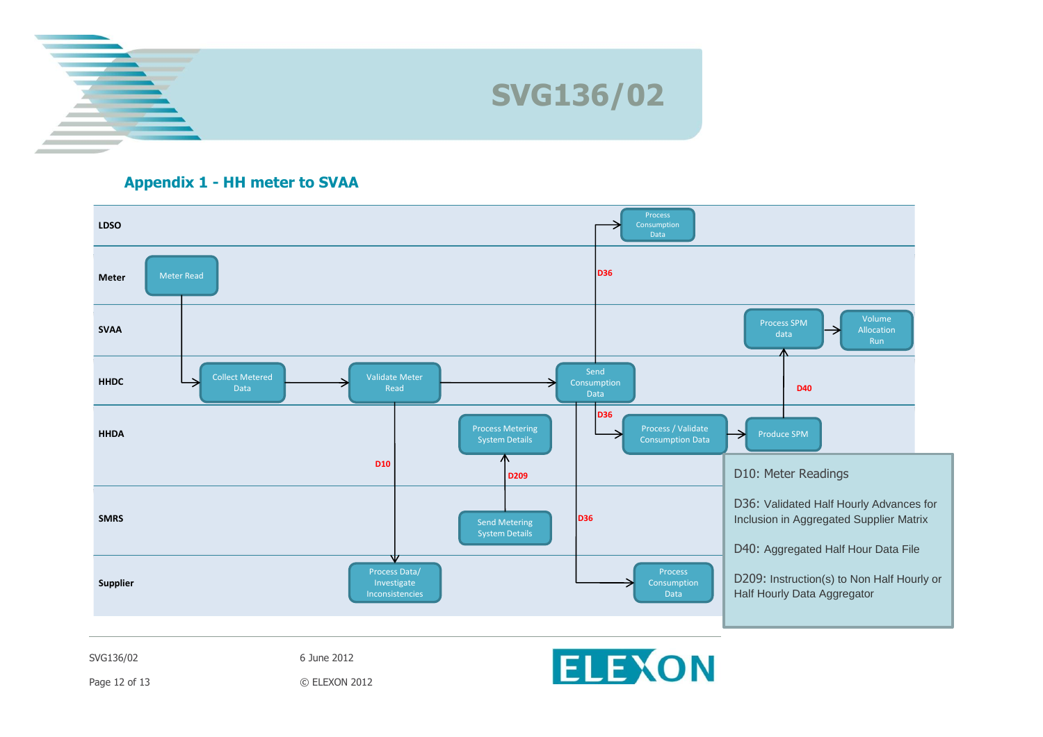## Appendix 1 - HH meter to SVAA

LDSO

Meter

SVAA

HHDC

HHDA

SMRS

Supplier

Process Consumption Data

Meter Read

Process SPM data

Volume Allocation Run

Collect Metered Data

Validate Meter Read

Send Consumption Data

Process Metering System Details

Process / Validate Consumption Data

Produce SPM

Send Metering System Details

Process Data/ Investigate Inconsistencies

Process Consumption Data

D36

D36

D36

D10

D209

D40

D10: Meter Readings

D36: Validated Half Hourly Advances for Inclusion in Aggregated Supplier Matrix

D40: Aggregated Half Hour Data File

D209: Instruction(s) to Non Half Hourly or Half Hourly Data Aggregator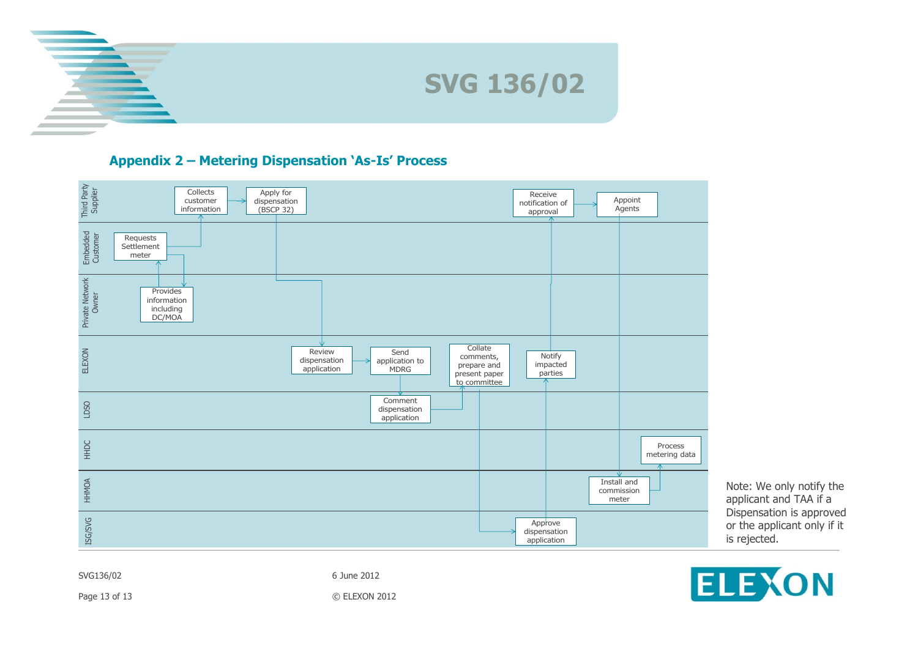## Appendix 2 – Metering Dispensation 'As-Is' Process

Third Party Supplier

Collects customer information

Apply for dispensation (BSCP 32)

Receive notification of approval

Appoint Agents

Embedded Customer

Requests Settlement meter

Private Network Owner

Provides information including DC/MOA

ELEXON

Review dispensation application

Send application to MDRG

Collate comments, prepare and present paper to committee

Notify impacted parties

LDSO

Comment dispensation application

HHDC

Process metering data

HHMOA

Install and commission meter

ISG/SVG

Approve dispensation application

Note: We only notify the applicant and TAA if a Dispensation is approved or the applicant only if it is rejected.